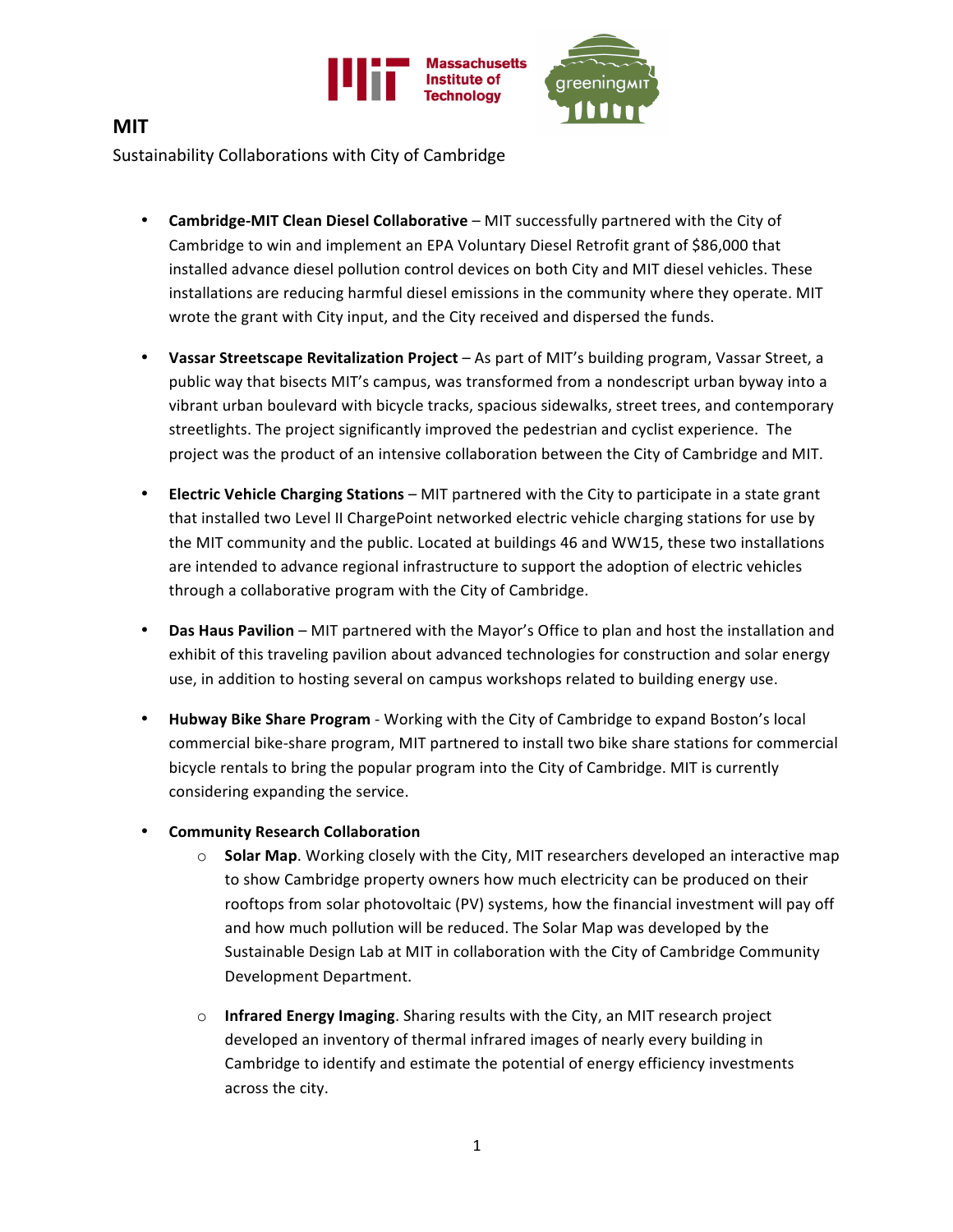# MIT

Sustainability Collaborations with City of Cambridge

- **Cambridge-MIT Clean Diesel Collaborative** – MIT successfully partnered with the City of Cambridge to win and implement an EPA Voluntary Diesel Retrofit grant of $86,000 that installed advance diesel pollution control devices on both City and MIT diesel vehicles. These installations are reducing harmful diesel emissions in the community where they operate. MIT wrote the grant with City input, and the City received and dispersed the funds.

- **Vassar Streetscape Revitalization Project** – As part of MIT's building program, Vassar Street, a public way that bisects MIT's campus, was transformed from a nondescript urban byway into a vibrant urban boulevard with bicycle tracks, spacious sidewalks, street trees, and contemporary streetlights. The project significantly improved the pedestrian and cyclist experience. The project was the product of an intensive collaboration between the City of Cambridge and MIT.

- **Electric Vehicle Charging Stations** – MIT partnered with the City to participate in a state grant that installed two Level II ChargePoint networked electric vehicle charging stations for use by the MIT community and the public. Located at buildings 46 and WW15, these two installations are intended to advance regional infrastructure to support the adoption of electric vehicles through a collaborative program with the City of Cambridge.

- **Das Haus Pavilion** – MIT partnered with the Mayor's Office to plan and host the installation and exhibit of this traveling pavilion about advanced technologies for construction and solar energy use, in addition to hosting several on campus workshops related to building energy use.

- **Hubway Bike Share Program** - Working with the City of Cambridge to expand Boston's local commercial bike-share program, MIT partnered to install two bike share stations for commercial bicycle rentals to bring the popular program into the City of Cambridge. MIT is currently considering expanding the service.

- **Community Research Collaboration**
  - **Solar Map**. Working closely with the City, MIT researchers developed an interactive map to show Cambridge property owners how much electricity can be produced on their rooftops from solar photovoltaic (PV) systems, how the financial investment will pay off and how much pollution will be reduced. The Solar Map was developed by the Sustainable Design Lab at MIT in collaboration with the City of Cambridge Community Development Department.

  - **Infrared Energy Imaging**. Sharing results with the City, an MIT research project developed an inventory of thermal infrared images of nearly every building in Cambridge to identify and estimate the potential of energy efficiency investments across the city.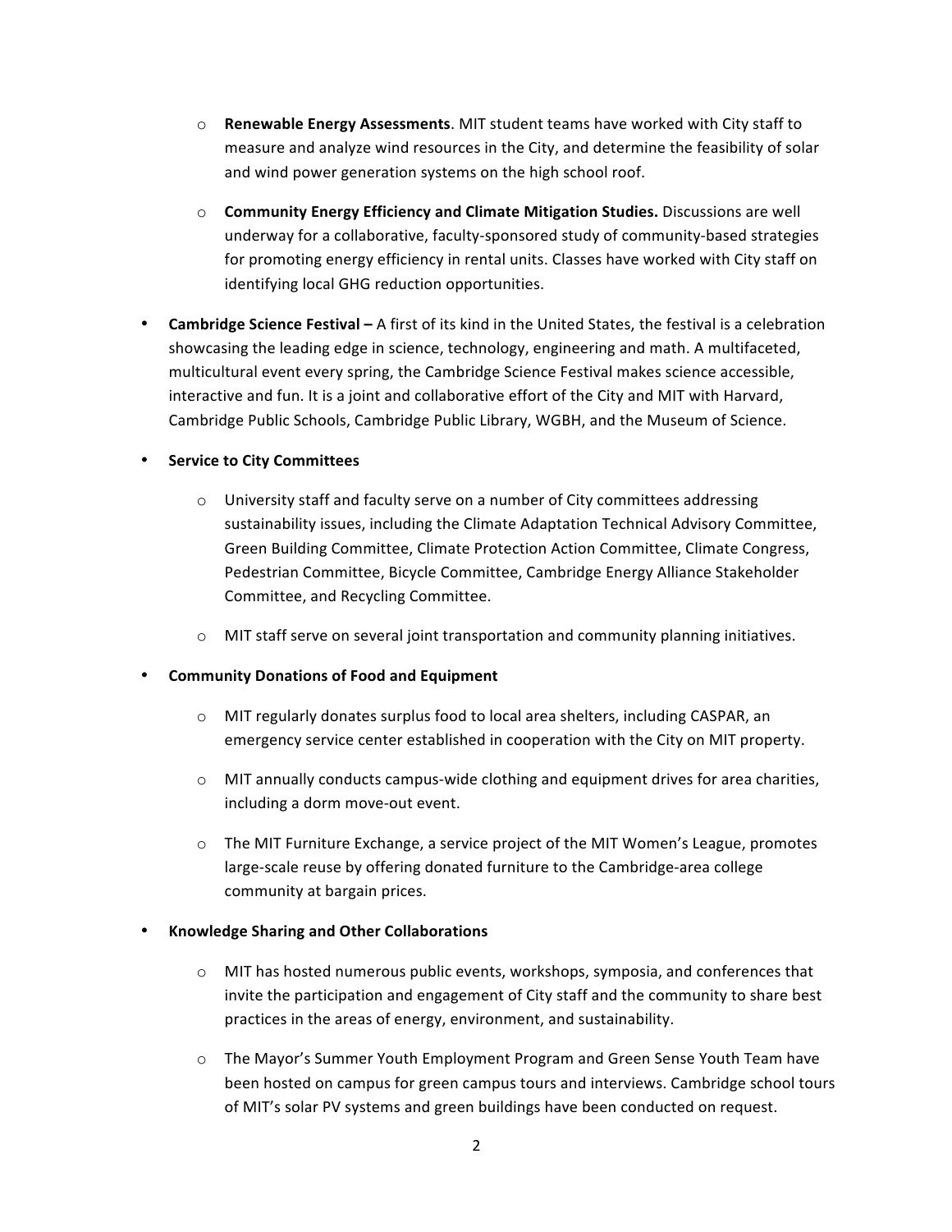- **Renewable Energy Assessments**. MIT student teams have worked with City staff to measure and analyze wind resources in the City, and determine the feasibility of solar and wind power generation systems on the high school roof.

- **Community Energy Efficiency and Climate Mitigation Studies.** Discussions are well underway for a collaborative, faculty-sponsored study of community-based strategies for promoting energy efficiency in rental units. Classes have worked with City staff on identifying local GHG reduction opportunities.

- **Cambridge Science Festival –** A first of its kind in the United States, the festival is a celebration showcasing the leading edge in science, technology, engineering and math. A multifaceted, multicultural event every spring, the Cambridge Science Festival makes science accessible, interactive and fun. It is a joint and collaborative effort of the City and MIT with Harvard, Cambridge Public Schools, Cambridge Public Library, WGBH, and the Museum of Science.

- **Service to City Committees**
  - University staff and faculty serve on a number of City committees addressing sustainability issues, including the Climate Adaptation Technical Advisory Committee, Green Building Committee, Climate Protection Action Committee, Climate Congress, Pedestrian Committee, Bicycle Committee, Cambridge Energy Alliance Stakeholder Committee, and Recycling Committee.
  - MIT staff serve on several joint transportation and community planning initiatives.

- **Community Donations of Food and Equipment**
  - MIT regularly donates surplus food to local area shelters, including CASPAR, an emergency service center established in cooperation with the City on MIT property.
  - MIT annually conducts campus-wide clothing and equipment drives for area charities, including a dorm move-out event.
  - The MIT Furniture Exchange, a service project of the MIT Women's League, promotes large-scale reuse by offering donated furniture to the Cambridge-area college community at bargain prices.

- **Knowledge Sharing and Other Collaborations**
  - MIT has hosted numerous public events, workshops, symposia, and conferences that invite the participation and engagement of City staff and the community to share best practices in the areas of energy, environment, and sustainability.
  - The Mayor's Summer Youth Employment Program and Green Sense Youth Team have been hosted on campus for green campus tours and interviews. Cambridge school tours of MIT's solar PV systems and green buildings have been conducted on request.